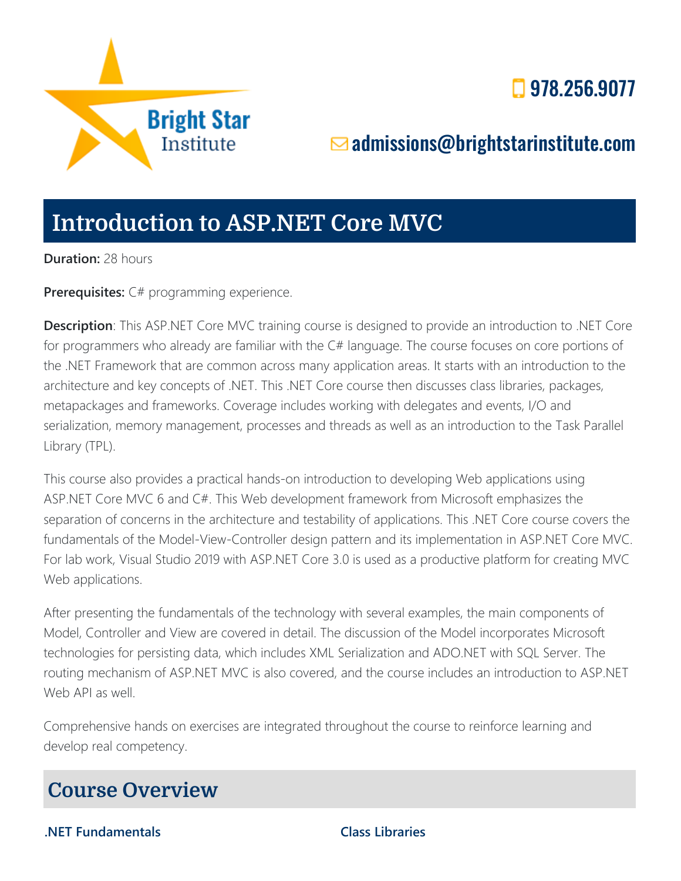Bright Star Institute

978.256.9077

admissions@brightstarinstitute.com

# Introduction to ASP.NET Core MVC

**Duration:** 28 hours

**Prerequisites:** C# programming experience.

**Description**: This ASP.NET Core MVC training course is designed to provide an introduction to .NET Core for programmers who already are familiar with the C# language. The course focuses on core portions of the .NET Framework that are common across many application areas. It starts with an introduction to the architecture and key concepts of .NET. This .NET Core course then discusses class libraries, packages, metapackages and frameworks. Coverage includes working with delegates and events, I/O and serialization, memory management, processes and threads as well as an introduction to the Task Parallel Library (TPL).

This course also provides a practical hands-on introduction to developing Web applications using ASP.NET Core MVC 6 and C#. This Web development framework from Microsoft emphasizes the separation of concerns in the architecture and testability of applications. This .NET Core course covers the fundamentals of the Model-View-Controller design pattern and its implementation in ASP.NET Core MVC. For lab work, Visual Studio 2019 with ASP.NET Core 3.0 is used as a productive platform for creating MVC Web applications.

After presenting the fundamentals of the technology with several examples, the main components of Model, Controller and View are covered in detail. The discussion of the Model incorporates Microsoft technologies for persisting data, which includes XML Serialization and ADO.NET with SQL Server. The routing mechanism of ASP.NET MVC is also covered, and the course includes an introduction to ASP.NET Web API as well.

Comprehensive hands on exercises are integrated throughout the course to reinforce learning and develop real competency.

## Course Overview

**.NET Fundamentals**

**Class Libraries**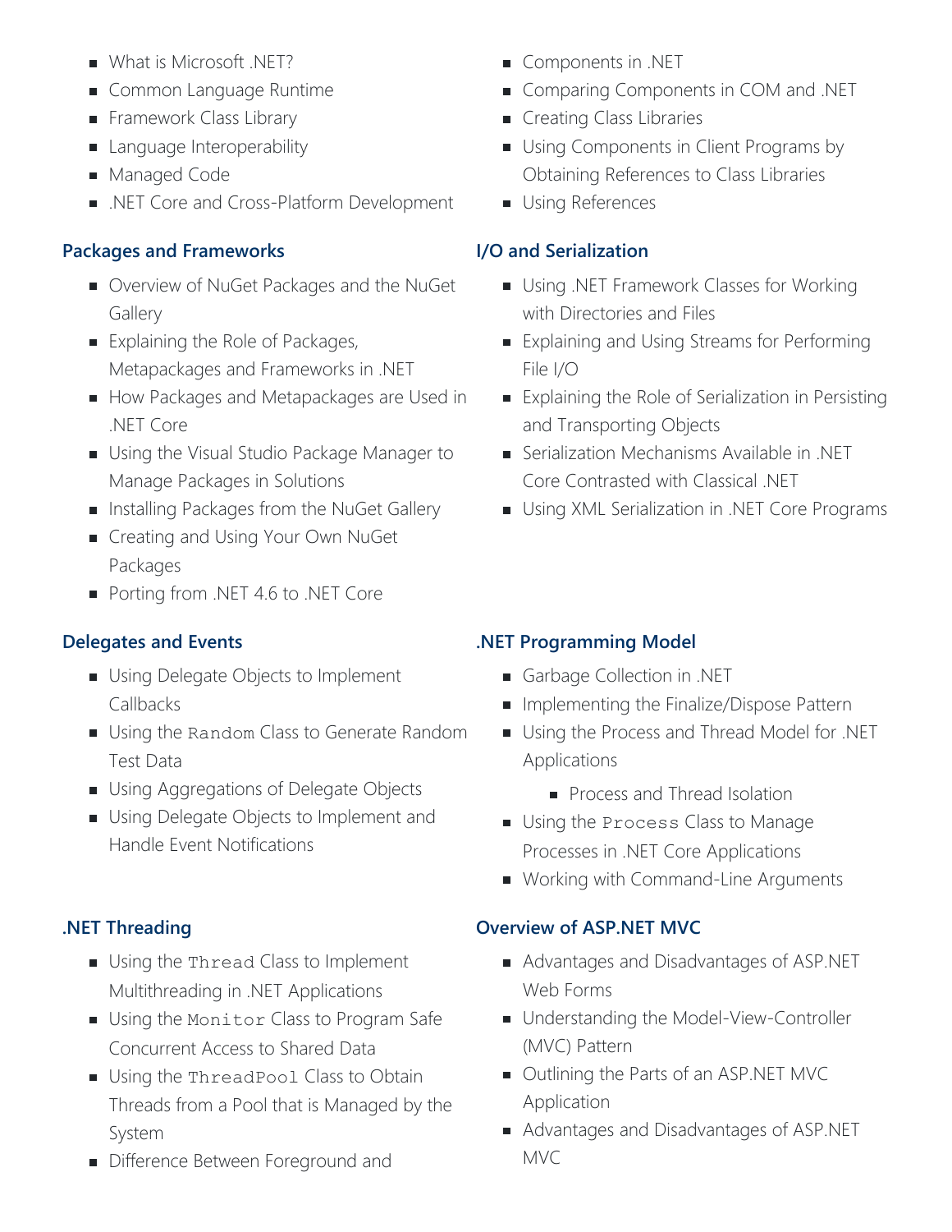- What is Microsoft .NET?
- Common Language Runtime
- Framework Class Library
- Language Interoperability
- Managed Code
- .NET Core and Cross-Platform Development

### Packages and Frameworks

- Overview of NuGet Packages and the NuGet Gallery
- Explaining the Role of Packages, Metapackages and Frameworks in .NET
- How Packages and Metapackages are Used in .NET Core
- Using the Visual Studio Package Manager to Manage Packages in Solutions
- Installing Packages from the NuGet Gallery
- Creating and Using Your Own NuGet Packages
- Porting from .NET 4.6 to .NET Core

### Delegates and Events

- Using Delegate Objects to Implement Callbacks
- Using the `Random` Class to Generate Random Test Data
- Using Aggregations of Delegate Objects
- Using Delegate Objects to Implement and Handle Event Notifications

### .NET Threading

- Using the `Thread` Class to Implement Multithreading in .NET Applications
- Using the `Monitor` Class to Program Safe Concurrent Access to Shared Data
- Using the `ThreadPool` Class to Obtain Threads from a Pool that is Managed by the System
- Difference Between Foreground and

- Components in .NET
- Comparing Components in COM and .NET
- Creating Class Libraries
- Using Components in Client Programs by Obtaining References to Class Libraries
- Using References

### I/O and Serialization

- Using .NET Framework Classes for Working with Directories and Files
- Explaining and Using Streams for Performing File I/O
- Explaining the Role of Serialization in Persisting and Transporting Objects
- Serialization Mechanisms Available in .NET Core Contrasted with Classical .NET
- Using XML Serialization in .NET Core Programs

### .NET Programming Model

- Garbage Collection in .NET
- Implementing the Finalize/Dispose Pattern
- Using the Process and Thread Model for .NET Applications
  - Process and Thread Isolation
- Using the `Process` Class to Manage Processes in .NET Core Applications
- Working with Command-Line Arguments

### Overview of ASP.NET MVC

- Advantages and Disadvantages of ASP.NET Web Forms
- Understanding the Model-View-Controller (MVC) Pattern
- Outlining the Parts of an ASP.NET MVC Application
- Advantages and Disadvantages of ASP.NET MVC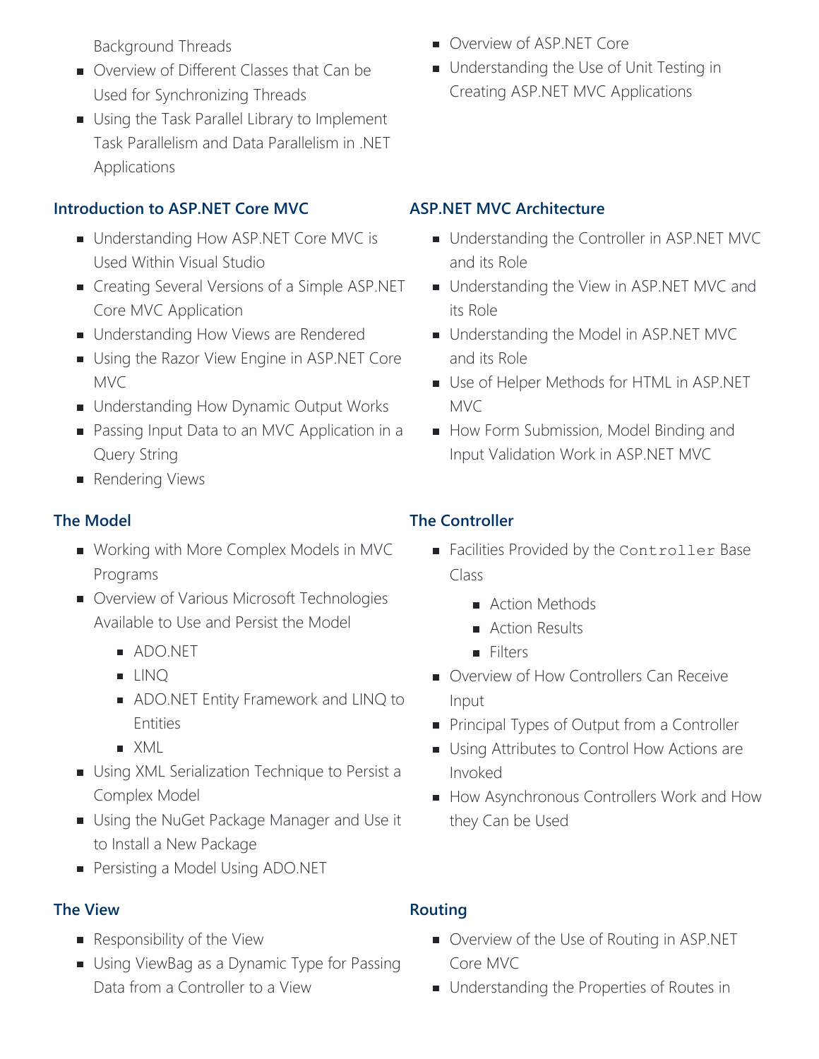Background Threads

- Overview of Different Classes that Can be Used for Synchronizing Threads
- Using the Task Parallel Library to Implement Task Parallelism and Data Parallelism in .NET Applications
- Overview of ASP.NET Core
- Understanding the Use of Unit Testing in Creating ASP.NET MVC Applications

### Introduction to ASP.NET Core MVC

- Understanding How ASP.NET Core MVC is Used Within Visual Studio
- Creating Several Versions of a Simple ASP.NET Core MVC Application
- Understanding How Views are Rendered
- Using the Razor View Engine in ASP.NET Core MVC
- Understanding How Dynamic Output Works
- Passing Input Data to an MVC Application in a Query String
- Rendering Views

### ASP.NET MVC Architecture

- Understanding the Controller in ASP.NET MVC and its Role
- Understanding the View in ASP.NET MVC and its Role
- Understanding the Model in ASP.NET MVC and its Role
- Use of Helper Methods for HTML in ASP.NET MVC
- How Form Submission, Model Binding and Input Validation Work in ASP.NET MVC

### The Model

- Working with More Complex Models in MVC Programs
- Overview of Various Microsoft Technologies Available to Use and Persist the Model
  - ADO.NET
  - LINQ
  - ADO.NET Entity Framework and LINQ to Entities
  - XML
- Using XML Serialization Technique to Persist a Complex Model
- Using the NuGet Package Manager and Use it to Install a New Package
- Persisting a Model Using ADO.NET

### The Controller

- Facilities Provided by the `Controller` Base Class
  - Action Methods
  - Action Results
  - Filters
- Overview of How Controllers Can Receive Input
- Principal Types of Output from a Controller
- Using Attributes to Control How Actions are Invoked
- How Asynchronous Controllers Work and How they Can be Used

### The View

- Responsibility of the View
- Using ViewBag as a Dynamic Type for Passing Data from a Controller to a View

### Routing

- Overview of the Use of Routing in ASP.NET Core MVC
- Understanding the Properties of Routes in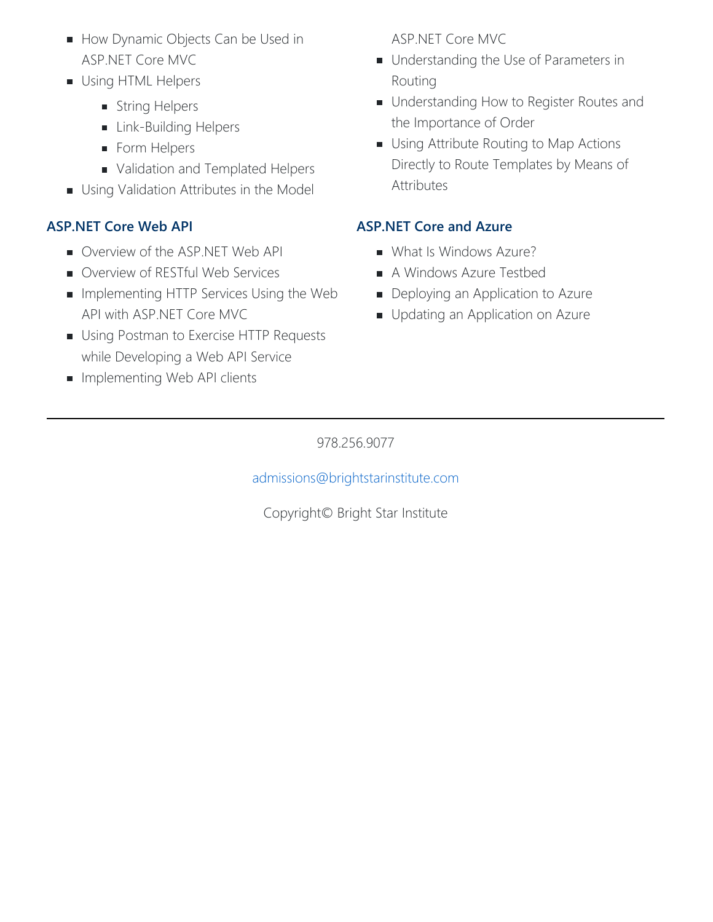- How Dynamic Objects Can be Used in ASP.NET Core MVC
- Using HTML Helpers
  - String Helpers
  - Link-Building Helpers
  - Form Helpers
  - Validation and Templated Helpers
- Using Validation Attributes in the Model

### ASP.NET Core Web API

- Overview of the ASP.NET Web API
- Overview of RESTful Web Services
- Implementing HTTP Services Using the Web API with ASP.NET Core MVC
- Using Postman to Exercise HTTP Requests while Developing a Web API Service
- Implementing Web API clients

ASP.NET Core MVC

- Understanding the Use of Parameters in Routing
- Understanding How to Register Routes and the Importance of Order
- Using Attribute Routing to Map Actions Directly to Route Templates by Means of Attributes

### ASP.NET Core and Azure

- What Is Windows Azure?
- A Windows Azure Testbed
- Deploying an Application to Azure
- Updating an Application on Azure

---

978.256.9077

admissions@brightstarinstitute.com

Copyright© Bright Star Institute